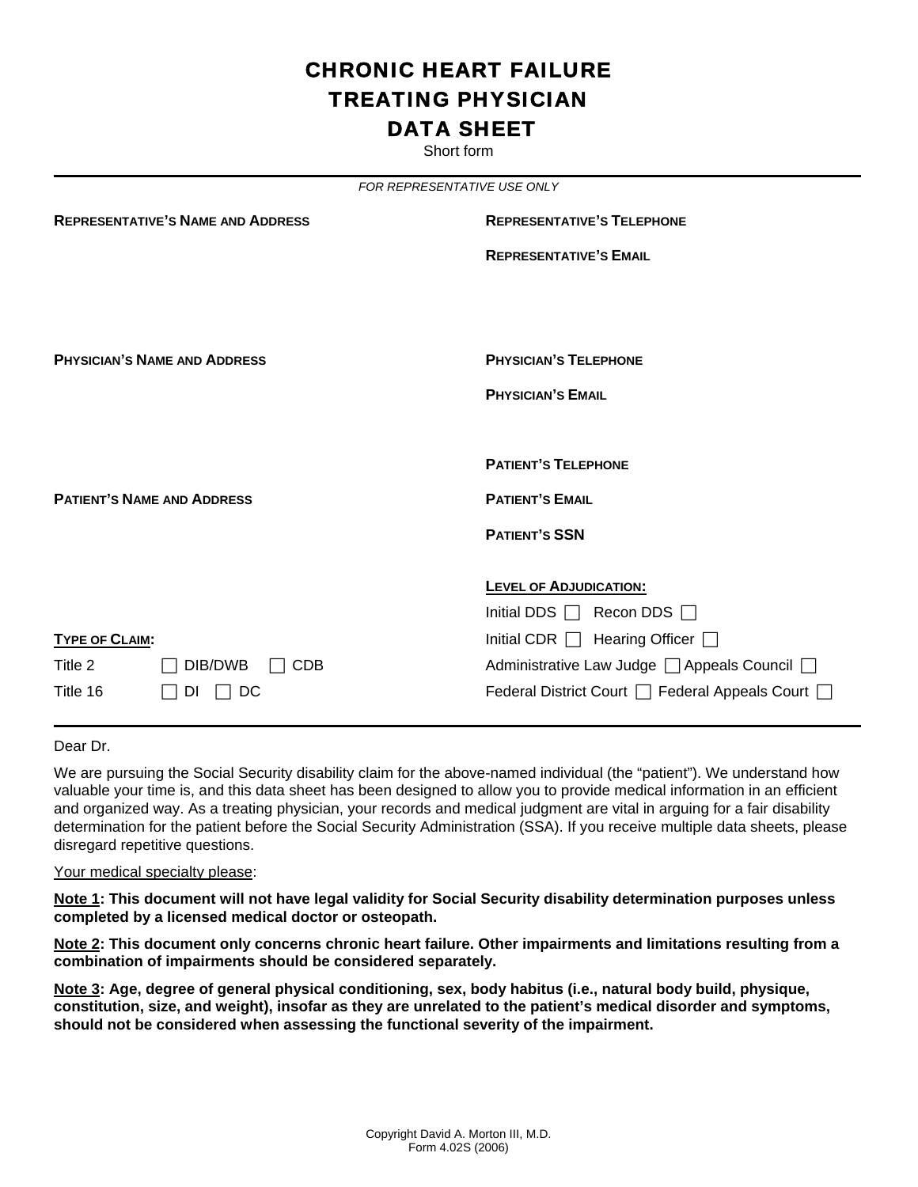# CHRONIC HEART FAILURE
# TREATING PHYSICIAN
# DATA SHEET

Short form

---

*FOR REPRESENTATIVE USE ONLY*

**REPRESENTATIVE'S NAME AND ADDRESS**

**REPRESENTATIVE'S TELEPHONE**

**REPRESENTATIVE'S EMAIL**

**PHYSICIAN'S NAME AND ADDRESS**

**PHYSICIAN'S TELEPHONE**

**PHYSICIAN'S EMAIL**

**PATIENT'S NAME AND ADDRESS**

**PATIENT'S TELEPHONE**

**PATIENT'S EMAIL**

**PATIENT'S SSN**

**LEVEL OF ADJUDICATION:**

Initial DDS ☐ Recon DDS ☐

Initial CDR ☐ Hearing Officer ☐

Administrative Law Judge ☐ Appeals Council ☐

Federal District Court ☐ Federal Appeals Court ☐

**TYPE OF CLAIM:**

Title 2 ☐ DIB/DWB ☐ CDB

Title 16 ☐ DI ☐ DC

---

Dear Dr.

We are pursuing the Social Security disability claim for the above-named individual (the "patient"). We understand how valuable your time is, and this data sheet has been designed to allow you to provide medical information in an efficient and organized way. As a treating physician, your records and medical judgment are vital in arguing for a fair disability determination for the patient before the Social Security Administration (SSA). If you receive multiple data sheets, please disregard repetitive questions.

Your medical specialty please:

**Note 1: This document will not have legal validity for Social Security disability determination purposes unless completed by a licensed medical doctor or osteopath.**

**Note 2: This document only concerns chronic heart failure. Other impairments and limitations resulting from a combination of impairments should be considered separately.**

**Note 3: Age, degree of general physical conditioning, sex, body habitus (i.e., natural body build, physique, constitution, size, and weight), insofar as they are unrelated to the patient's medical disorder and symptoms, should not be considered when assessing the functional severity of the impairment.**

Copyright David A. Morton III, M.D.
Form 4.02S (2006)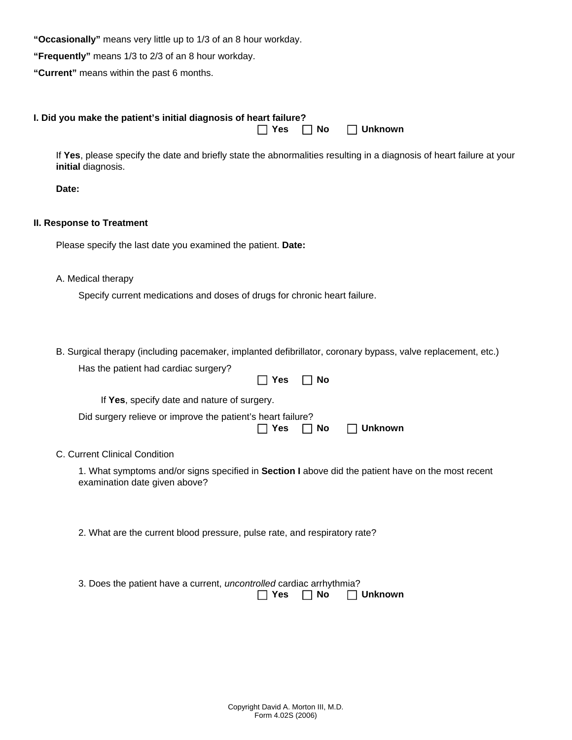**"Occasionally"** means very little up to 1/3 of an 8 hour workday.

**"Frequently"** means 1/3 to 2/3 of an 8 hour workday.

**"Current"** means within the past 6 months.

**I. Did you make the patient's initial diagnosis of heart failure?**

☐ **Yes** ☐ **No** ☐ **Unknown**

If **Yes**, please specify the date and briefly state the abnormalities resulting in a diagnosis of heart failure at your **initial** diagnosis.

**Date:**

**II. Response to Treatment**

Please specify the last date you examined the patient. **Date:**

A. Medical therapy

Specify current medications and doses of drugs for chronic heart failure.

B. Surgical therapy (including pacemaker, implanted defibrillator, coronary bypass, valve replacement, etc.)

Has the patient had cardiac surgery?

☐ **Yes** ☐ **No**

If **Yes**, specify date and nature of surgery.

Did surgery relieve or improve the patient's heart failure?

☐ **Yes** ☐ **No** ☐ **Unknown**

C. Current Clinical Condition

1. What symptoms and/or signs specified in **Section I** above did the patient have on the most recent examination date given above?

2. What are the current blood pressure, pulse rate, and respiratory rate?

3. Does the patient have a current, *uncontrolled* cardiac arrhythmia?

☐ **Yes** ☐ **No** ☐ **Unknown**

Copyright David A. Morton III, M.D.
Form 4.02S (2006)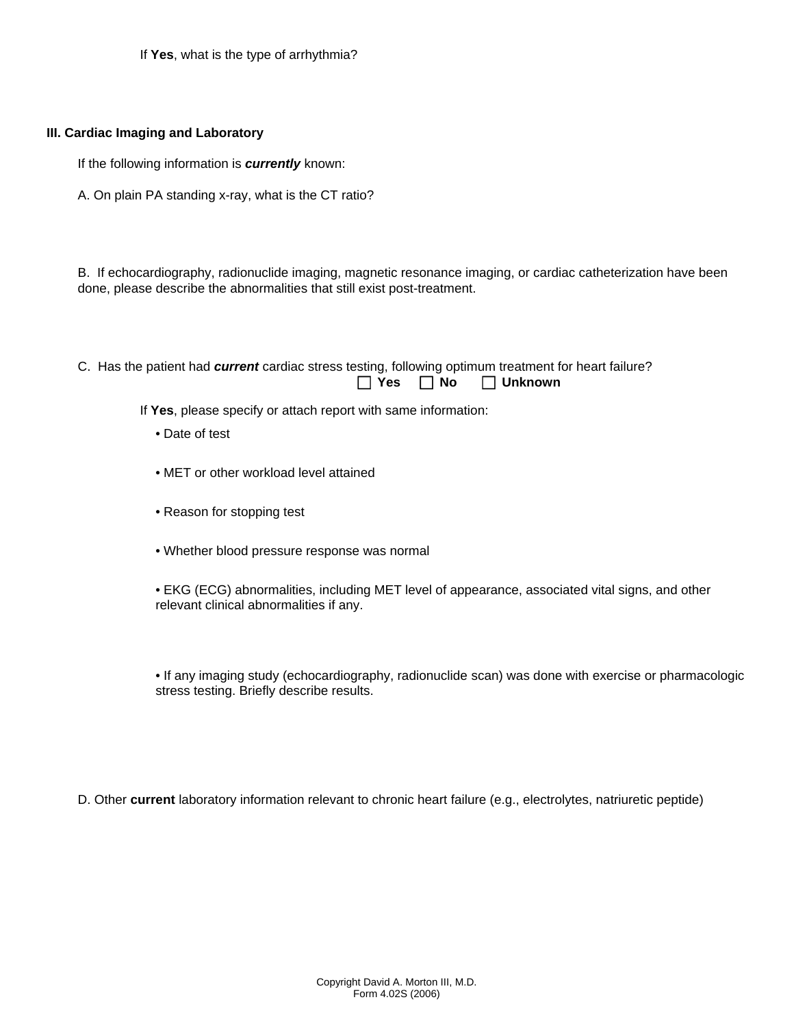If **Yes**, what is the type of arrhythmia?

### III. Cardiac Imaging and Laboratory

If the following information is ***currently*** known:

A. On plain PA standing x-ray, what is the CT ratio?

B. If echocardiography, radionuclide imaging, magnetic resonance imaging, or cardiac catheterization have been done, please describe the abnormalities that still exist post-treatment.

C. Has the patient had ***current*** cardiac stress testing, following optimum treatment for heart failure?

☐ **Yes** ☐ **No** ☐ **Unknown**

If **Yes**, please specify or attach report with same information:

- Date of test
- MET or other workload level attained
- Reason for stopping test
- Whether blood pressure response was normal
- EKG (ECG) abnormalities, including MET level of appearance, associated vital signs, and other relevant clinical abnormalities if any.
- If any imaging study (echocardiography, radionuclide scan) was done with exercise or pharmacologic stress testing. Briefly describe results.

D. Other **current** laboratory information relevant to chronic heart failure (e.g., electrolytes, natriuretic peptide)

Copyright David A. Morton III, M.D.
Form 4.02S (2006)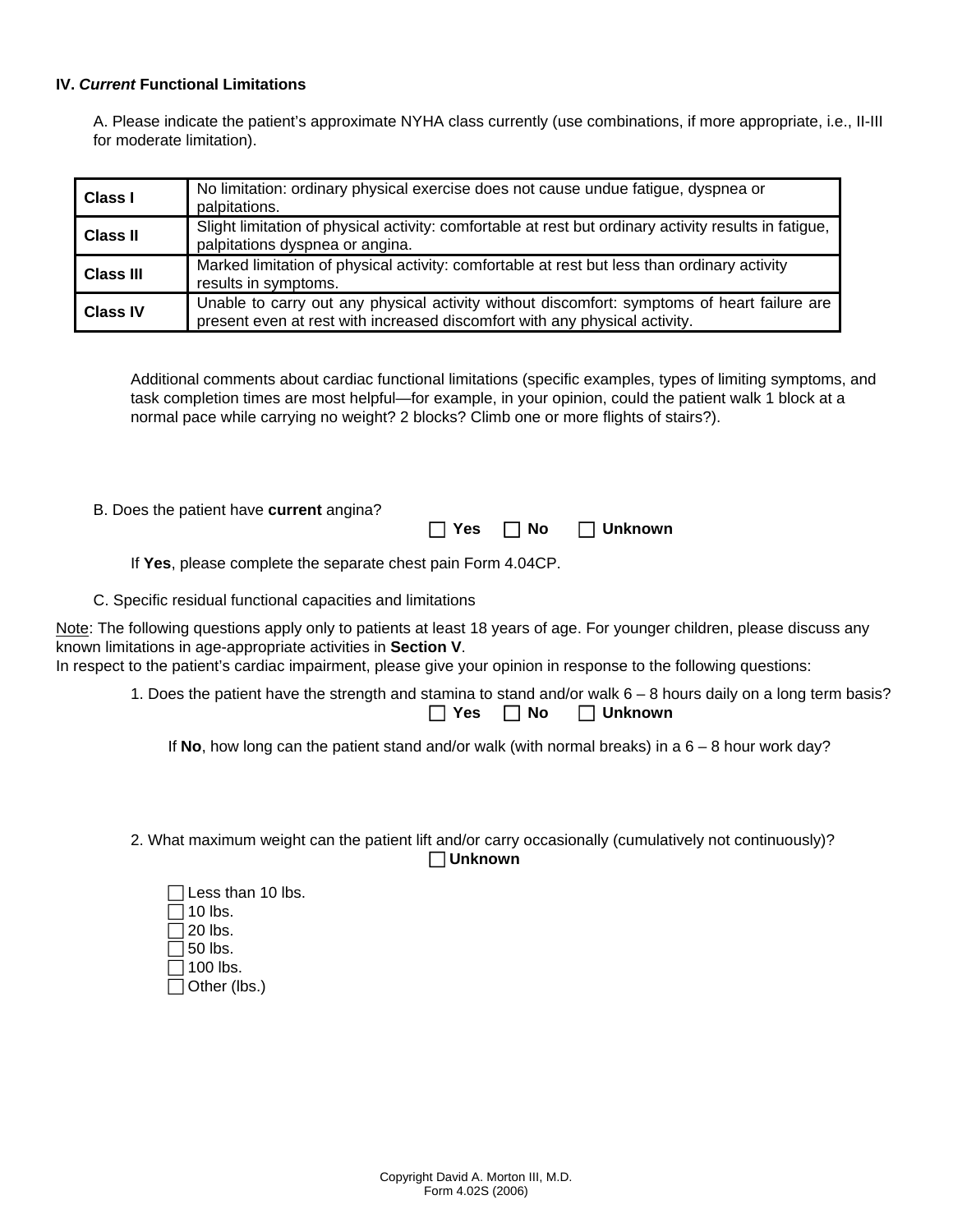### IV. *Current* Functional Limitations

A. Please indicate the patient's approximate NYHA class currently (use combinations, if more appropriate, i.e., II-III for moderate limitation).

| | |
|---|---|
| **Class I** | No limitation: ordinary physical exercise does not cause undue fatigue, dyspnea or palpitations. |
| **Class II** | Slight limitation of physical activity: comfortable at rest but ordinary activity results in fatigue, palpitations dyspnea or angina. |
| **Class III** | Marked limitation of physical activity: comfortable at rest but less than ordinary activity results in symptoms. |
| **Class IV** | Unable to carry out any physical activity without discomfort: symptoms of heart failure are present even at rest with increased discomfort with any physical activity. |

Additional comments about cardiac functional limitations (specific examples, types of limiting symptoms, and task completion times are most helpful—for example, in your opinion, could the patient walk 1 block at a normal pace while carrying no weight? 2 blocks? Climb one or more flights of stairs?).

B. Does the patient have **current** angina?

☐ **Yes** ☐ **No** ☐ **Unknown**

If **Yes**, please complete the separate chest pain Form 4.04CP.

C. Specific residual functional capacities and limitations

Note: The following questions apply only to patients at least 18 years of age. For younger children, please discuss any known limitations in age-appropriate activities in **Section V**.
In respect to the patient's cardiac impairment, please give your opinion in response to the following questions:

1. Does the patient have the strength and stamina to stand and/or walk 6 – 8 hours daily on a long term basis?

   ☐ **Yes** ☐ **No** ☐ **Unknown**

   If **No**, how long can the patient stand and/or walk (with normal breaks) in a 6 – 8 hour work day?

2. What maximum weight can the patient lift and/or carry occasionally (cumulatively not continuously)?

   ☐ **Unknown**

   ☐ Less than 10 lbs.
   ☐ 10 lbs.
   ☐ 20 lbs.
   ☐ 50 lbs.
   ☐ 100 lbs.
   ☐ Other (lbs.)

Copyright David A. Morton III, M.D.
Form 4.02S (2006)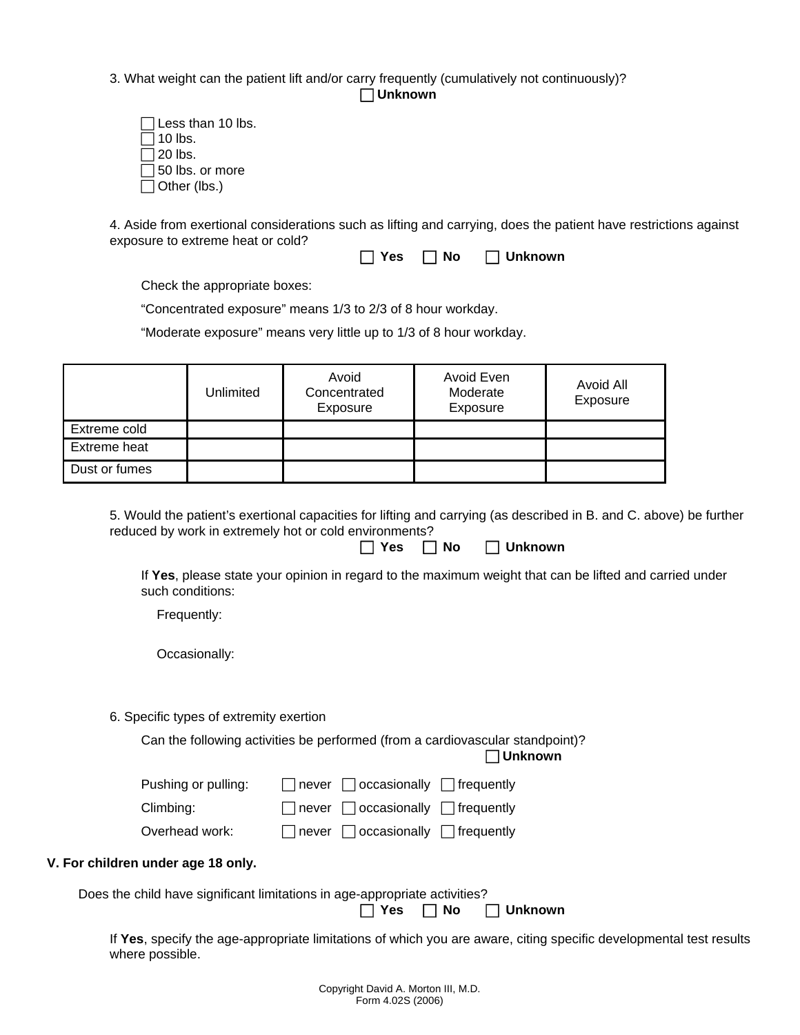3. What weight can the patient lift and/or carry frequently (cumulatively not continuously)?

☐ **Unknown**

☐ Less than 10 lbs.
☐ 10 lbs.
☐ 20 lbs.
☐ 50 lbs. or more
☐ Other (lbs.)

4. Aside from exertional considerations such as lifting and carrying, does the patient have restrictions against exposure to extreme heat or cold?

☐ **Yes** ☐ **No** ☐ **Unknown**

Check the appropriate boxes:

"Concentrated exposure" means 1/3 to 2/3 of 8 hour workday.

"Moderate exposure" means very little up to 1/3 of 8 hour workday.

| | Unlimited | Avoid Concentrated Exposure | Avoid Even Moderate Exposure | Avoid All Exposure |
|---|---|---|---|---|
| Extreme cold | | | | |
| Extreme heat | | | | |
| Dust or fumes | | | | |

5. Would the patient's exertional capacities for lifting and carrying (as described in B. and C. above) be further reduced by work in extremely hot or cold environments?

☐ **Yes** ☐ **No** ☐ **Unknown**

If **Yes**, please state your opinion in regard to the maximum weight that can be lifted and carried under such conditions:

Frequently:

Occasionally:

6. Specific types of extremity exertion

Can the following activities be performed (from a cardiovascular standpoint)?

☐ **Unknown**

Pushing or pulling: ☐ never ☐ occasionally ☐ frequently

Climbing: ☐ never ☐ occasionally ☐ frequently

Overhead work: ☐ never ☐ occasionally ☐ frequently

**V. For children under age 18 only.**

Does the child have significant limitations in age-appropriate activities?

☐ **Yes** ☐ **No** ☐ **Unknown**

If **Yes**, specify the age-appropriate limitations of which you are aware, citing specific developmental test results where possible.

Copyright David A. Morton III, M.D.
Form 4.02S (2006)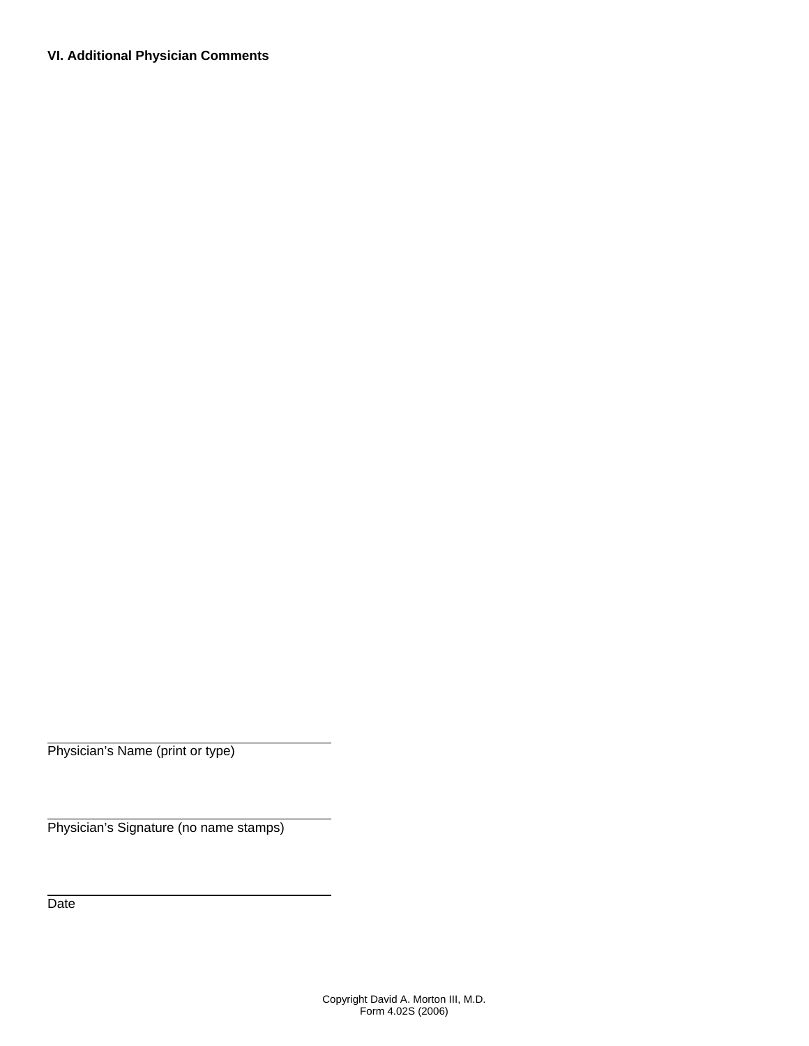### VI. Additional Physician Comments

\_\_\_\_\_\_\_\_\_\_\_\_\_\_\_\_\_\_\_\_\_\_\_\_\_\_\_\_\_\_\_\_\_\_\_\_\_\_\_\_

Physician's Name (print or type)

\_\_\_\_\_\_\_\_\_\_\_\_\_\_\_\_\_\_\_\_\_\_\_\_\_\_\_\_\_\_\_\_\_\_\_\_\_\_\_\_

Physician's Signature (no name stamps)

\_\_\_\_\_\_\_\_\_\_\_\_\_\_\_\_\_\_\_\_\_\_\_\_\_\_\_\_\_\_\_\_\_\_\_\_\_\_\_\_

Date

Copyright David A. Morton III, M.D.
Form 4.02S (2006)